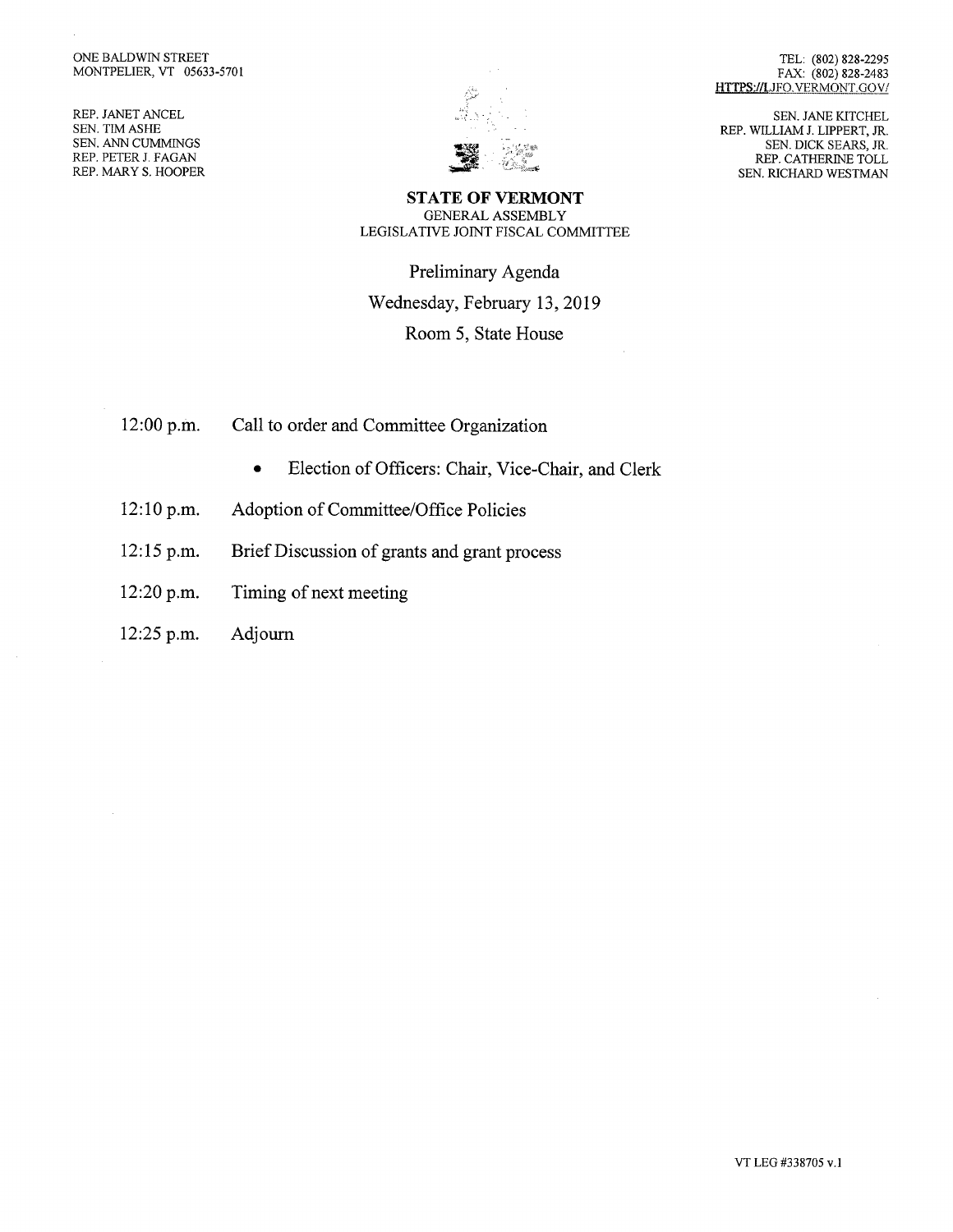ONE BALDWIN STREET
MONTPELIER, VT 05633-5701

REP. JANET ANCEL
SEN. TIM ASHE
SEN. ANN CUMMINGS
REP. PETER J. FAGAN
REP. MARY S. HOOPER

TEL: (802) 828-2295
FAX: (802) 828-2483
HTTPS://LJFO.VERMONT.GOV/

SEN. JANE KITCHEL
REP. WILLIAM J. LIPPERT, JR.
SEN. DICK SEARS, JR.
REP. CATHERINE TOLL
SEN. RICHARD WESTMAN

**STATE OF VERMONT**
GENERAL ASSEMBLY
LEGISLATIVE JOINT FISCAL COMMITTEE

# Preliminary Agenda

Wednesday, February 13, 2019

Room 5, State House

12:00 p.m. Call to order and Committee Organization

- Election of Officers: Chair, Vice-Chair, and Clerk

12:10 p.m. Adoption of Committee/Office Policies

12:15 p.m. Brief Discussion of grants and grant process

12:20 p.m. Timing of next meeting

12:25 p.m. Adjourn

VT LEG #338705 v.1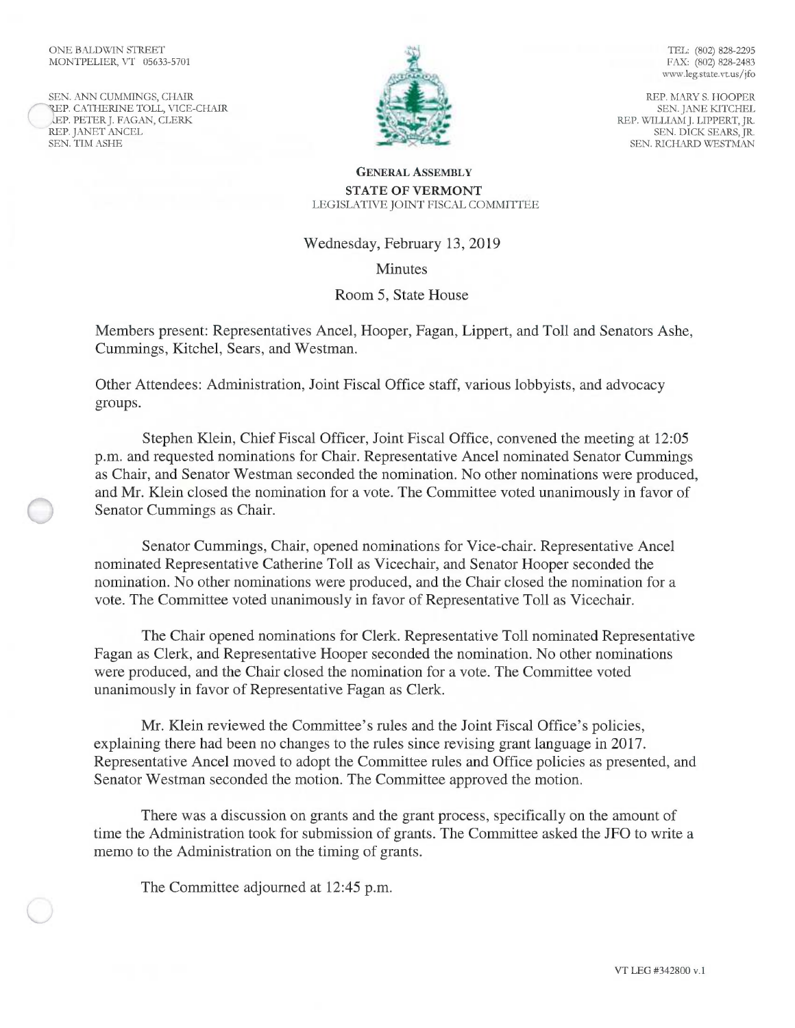ONE BALDWIN STREET
MONTPELIER, VT 05633-5701

SEN. ANN CUMMINGS, CHAIR
REP. CATHERINE TOLL, VICE-CHAIR
REP. PETER J. FAGAN, CLERK
REP. JANET ANCEL
SEN. TIM ASHE

TEL: (802) 828-2295
FAX: (802) 828-2483
www.leg.state.vt.us/jfo

REP. MARY S. HOOPER
SEN. JANE KITCHEL
REP. WILLIAM J. LIPPERT, JR.
SEN. DICK SEARS, JR.
SEN. RICHARD WESTMAN

**GENERAL ASSEMBLY**
**STATE OF VERMONT**
LEGISLATIVE JOINT FISCAL COMMITTEE

Wednesday, February 13, 2019

Minutes

Room 5, State House

Members present: Representatives Ancel, Hooper, Fagan, Lippert, and Toll and Senators Ashe, Cummings, Kitchel, Sears, and Westman.

Other Attendees: Administration, Joint Fiscal Office staff, various lobbyists, and advocacy groups.

Stephen Klein, Chief Fiscal Officer, Joint Fiscal Office, convened the meeting at 12:05 p.m. and requested nominations for Chair. Representative Ancel nominated Senator Cummings as Chair, and Senator Westman seconded the nomination. No other nominations were produced, and Mr. Klein closed the nomination for a vote. The Committee voted unanimously in favor of Senator Cummings as Chair.

Senator Cummings, Chair, opened nominations for Vice-chair. Representative Ancel nominated Representative Catherine Toll as Vicechair, and Senator Hooper seconded the nomination. No other nominations were produced, and the Chair closed the nomination for a vote. The Committee voted unanimously in favor of Representative Toll as Vicechair.

The Chair opened nominations for Clerk. Representative Toll nominated Representative Fagan as Clerk, and Representative Hooper seconded the nomination. No other nominations were produced, and the Chair closed the nomination for a vote. The Committee voted unanimously in favor of Representative Fagan as Clerk.

Mr. Klein reviewed the Committee's rules and the Joint Fiscal Office's policies, explaining there had been no changes to the rules since revising grant language in 2017. Representative Ancel moved to adopt the Committee rules and Office policies as presented, and Senator Westman seconded the motion. The Committee approved the motion.

There was a discussion on grants and the grant process, specifically on the amount of time the Administration took for submission of grants. The Committee asked the JFO to write a memo to the Administration on the timing of grants.

The Committee adjourned at 12:45 p.m.

VT LEG #342800 v.1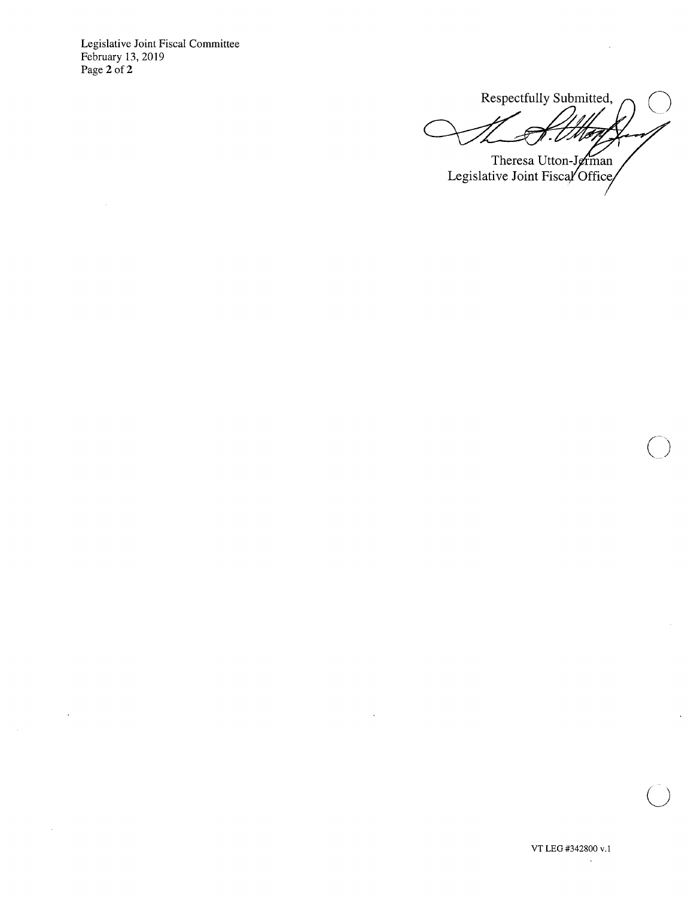Respectfully Submitted,

Theresa Utton-Jerman
Legislative Joint Fiscal Office

VT LEG #342800 v.1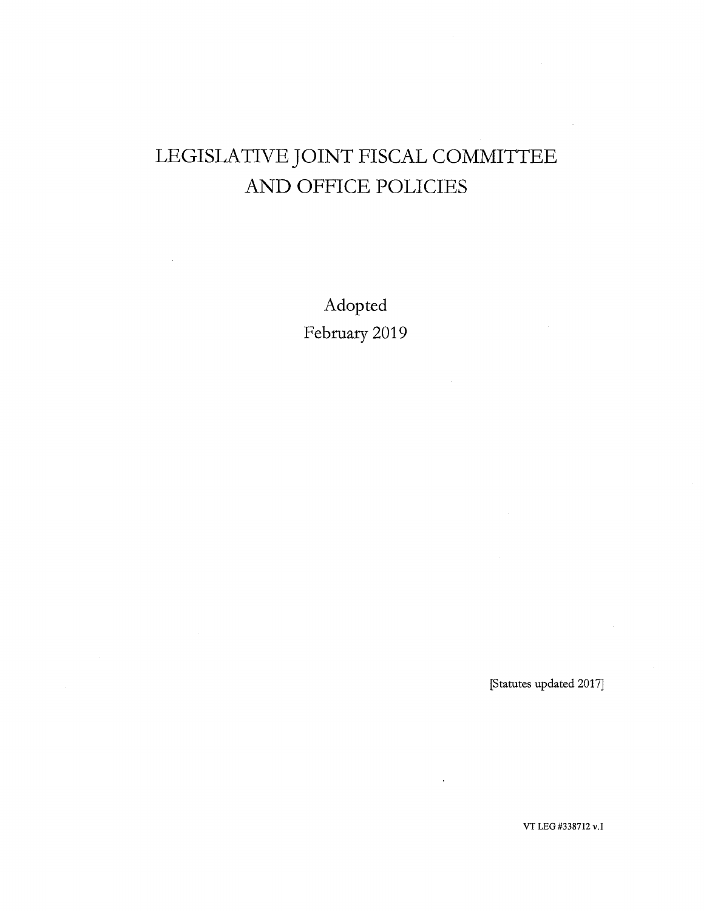# LEGISLATIVE JOINT FISCAL COMMITTEE AND OFFICE POLICIES

Adopted

February 2019

[Statutes updated 2017]

VT LEG #338712 v.1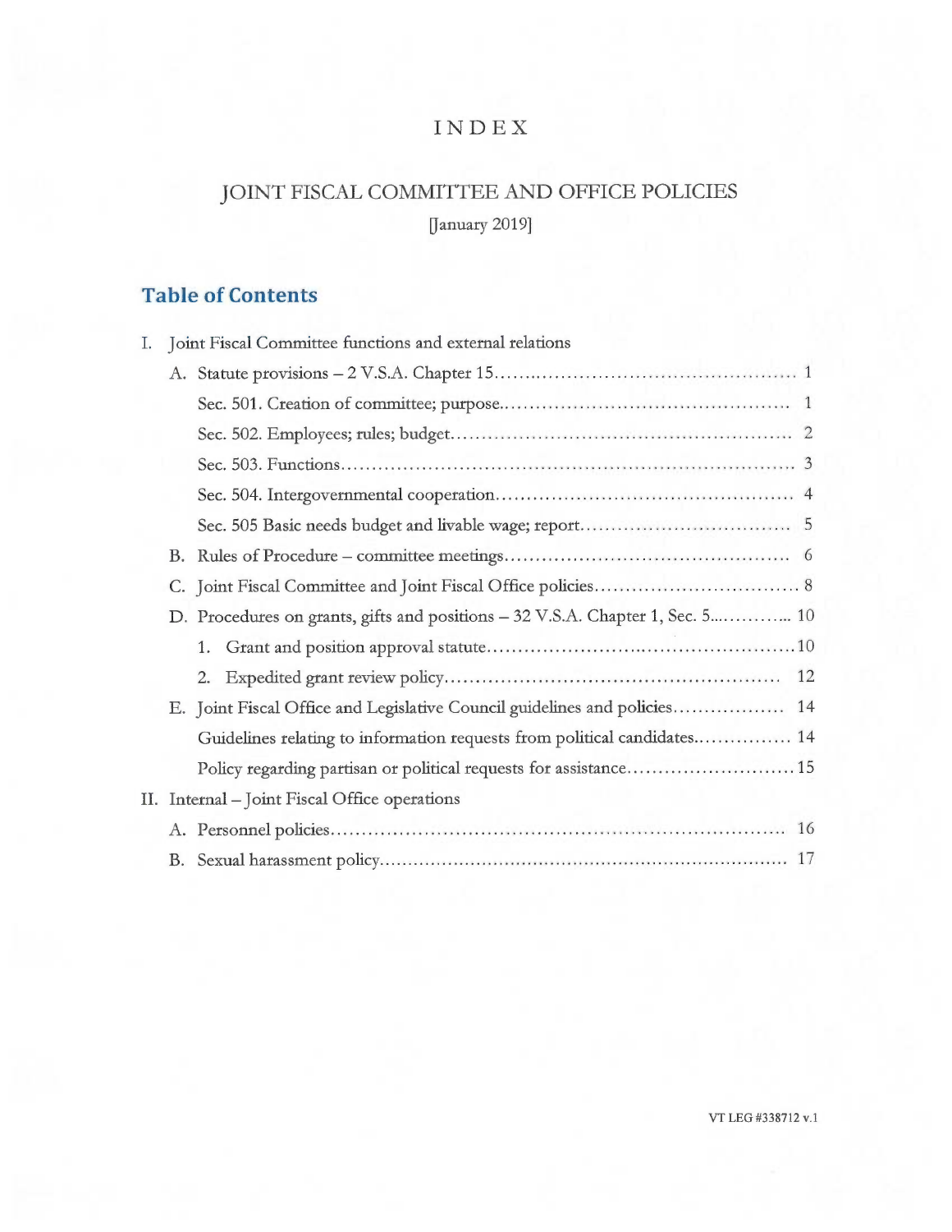# INDEX

## JOINT FISCAL COMMITTEE AND OFFICE POLICIES

[January 2019]

## Table of Contents

I. Joint Fiscal Committee functions and external relations

- A. Statute provisions – 2 V.S.A. Chapter 15 ........................................... 1
  - Sec. 501. Creation of committee; purpose ........................................... 1
  - Sec. 502. Employees; rules; budget ........................................... 2
  - Sec. 503. Functions ........................................... 3
  - Sec. 504. Intergovernmental cooperation ........................................... 4
  - Sec. 505 Basic needs budget and livable wage; report ........................................... 5
- B. Rules of Procedure – committee meetings ........................................... 6
- C. Joint Fiscal Committee and Joint Fiscal Office policies ........................................... 8
- D. Procedures on grants, gifts and positions – 32 V.S.A. Chapter 1, Sec. 5 ........................................... 10
  1. Grant and position approval statute ........................................... 10
  2. Expedited grant review policy ........................................... 12
- E. Joint Fiscal Office and Legislative Council guidelines and policies ........................................... 14
  - Guidelines relating to information requests from political candidates ........................................... 14
  - Policy regarding partisan or political requests for assistance ........................................... 15

II. Internal – Joint Fiscal Office operations

- A. Personnel policies ........................................... 16
- B. Sexual harassment policy ........................................... 17

VT LEG #338712 v.1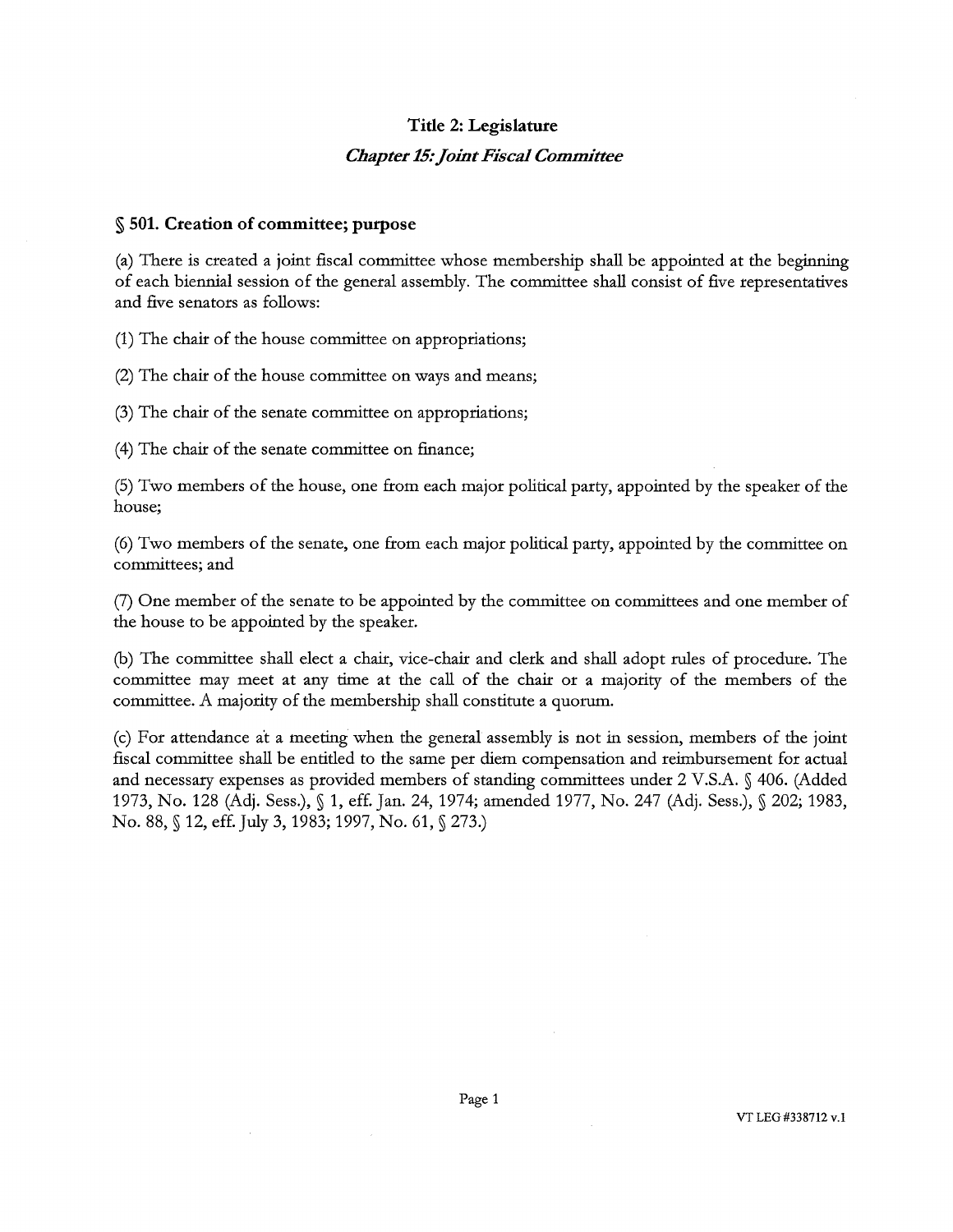# Title 2: Legislature

## *Chapter 15: Joint Fiscal Committee*

### § 501. Creation of committee; purpose

(a) There is created a joint fiscal committee whose membership shall be appointed at the beginning of each biennial session of the general assembly. The committee shall consist of five representatives and five senators as follows:

(1) The chair of the house committee on appropriations;

(2) The chair of the house committee on ways and means;

(3) The chair of the senate committee on appropriations;

(4) The chair of the senate committee on finance;

(5) Two members of the house, one from each major political party, appointed by the speaker of the house;

(6) Two members of the senate, one from each major political party, appointed by the committee on committees; and

(7) One member of the senate to be appointed by the committee on committees and one member of the house to be appointed by the speaker.

(b) The committee shall elect a chair, vice-chair and clerk and shall adopt rules of procedure. The committee may meet at any time at the call of the chair or a majority of the members of the committee. A majority of the membership shall constitute a quorum.

(c) For attendance at a meeting when the general assembly is not in session, members of the joint fiscal committee shall be entitled to the same per diem compensation and reimbursement for actual and necessary expenses as provided members of standing committees under 2 V.S.A. § 406. (Added 1973, No. 128 (Adj. Sess.), § 1, eff. Jan. 24, 1974; amended 1977, No. 247 (Adj. Sess.), § 202; 1983, No. 88, § 12, eff. July 3, 1983; 1997, No. 61, § 273.)

VT LEG #338712 v.1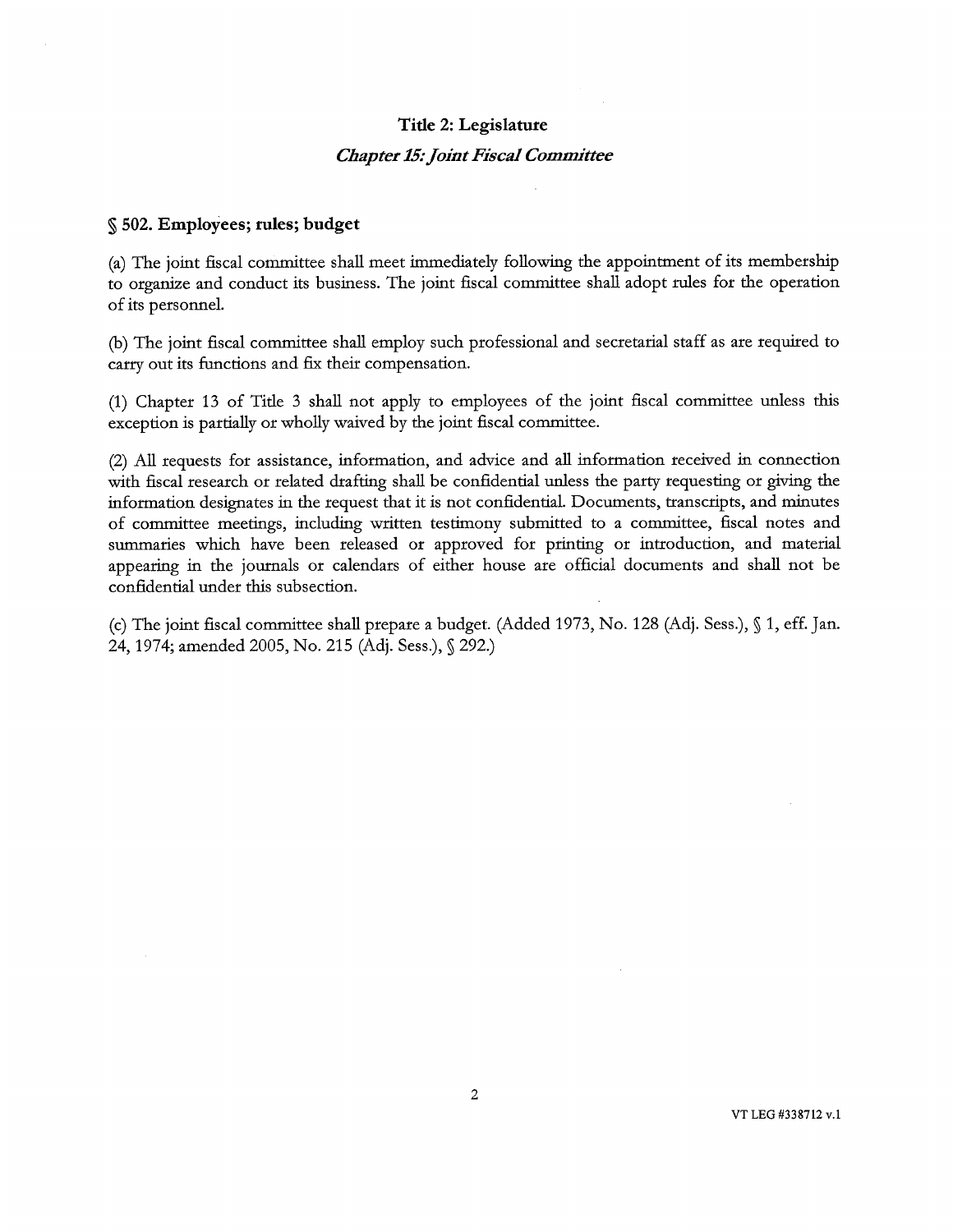## Title 2: Legislature

### *Chapter 15: Joint Fiscal Committee*

**§ 502. Employees; rules; budget**

(a) The joint fiscal committee shall meet immediately following the appointment of its membership to organize and conduct its business. The joint fiscal committee shall adopt rules for the operation of its personnel.

(b) The joint fiscal committee shall employ such professional and secretarial staff as are required to carry out its functions and fix their compensation.

(1) Chapter 13 of Title 3 shall not apply to employees of the joint fiscal committee unless this exception is partially or wholly waived by the joint fiscal committee.

(2) All requests for assistance, information, and advice and all information received in connection with fiscal research or related drafting shall be confidential unless the party requesting or giving the information designates in the request that it is not confidential. Documents, transcripts, and minutes of committee meetings, including written testimony submitted to a committee, fiscal notes and summaries which have been released or approved for printing or introduction, and material appearing in the journals or calendars of either house are official documents and shall not be confidential under this subsection.

(c) The joint fiscal committee shall prepare a budget. (Added 1973, No. 128 (Adj. Sess.), § 1, eff. Jan. 24, 1974; amended 2005, No. 215 (Adj. Sess.), § 292.)

VT LEG #338712 v.1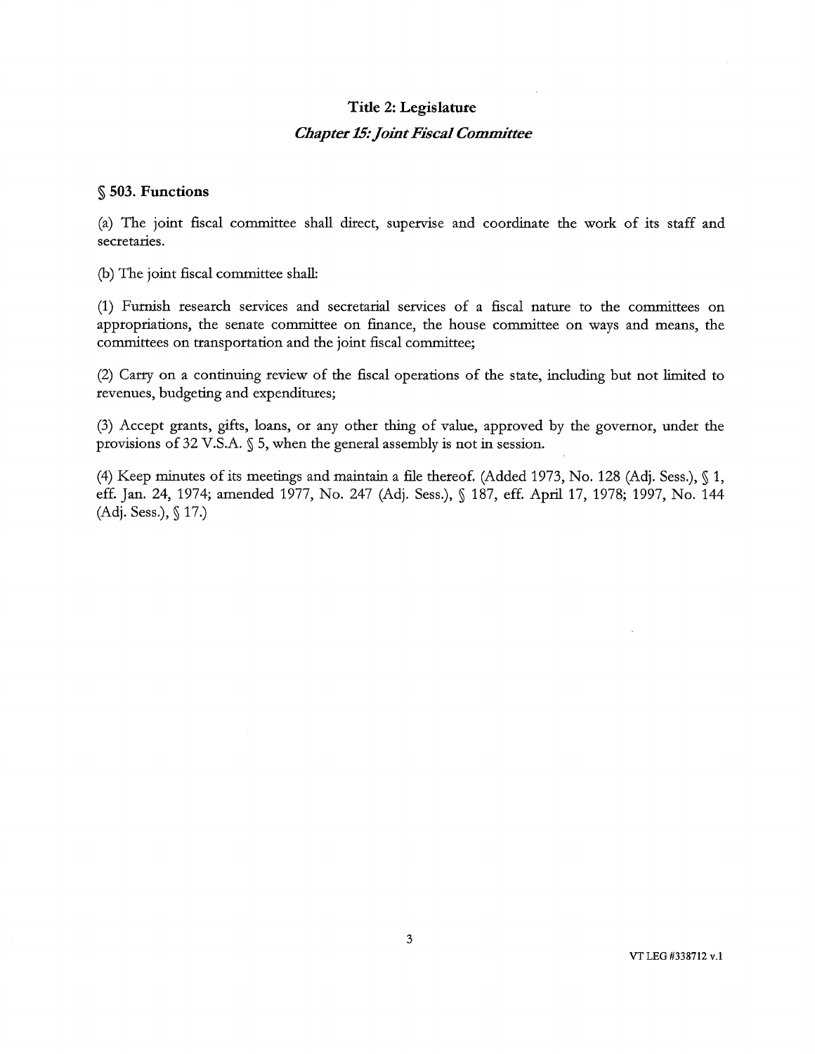## Title 2: Legislature

### *Chapter 15: Joint Fiscal Committee*

**§ 503. Functions**

(a) The joint fiscal committee shall direct, supervise and coordinate the work of its staff and secretaries.

(b) The joint fiscal committee shall:

(1) Furnish research services and secretarial services of a fiscal nature to the committees on appropriations, the senate committee on finance, the house committee on ways and means, the committees on transportation and the joint fiscal committee;

(2) Carry on a continuing review of the fiscal operations of the state, including but not limited to revenues, budgeting and expenditures;

(3) Accept grants, gifts, loans, or any other thing of value, approved by the governor, under the provisions of 32 V.S.A. § 5, when the general assembly is not in session.

(4) Keep minutes of its meetings and maintain a file thereof. (Added 1973, No. 128 (Adj. Sess.), § 1, eff. Jan. 24, 1974; amended 1977, No. 247 (Adj. Sess.), § 187, eff. April 17, 1978; 1997, No. 144 (Adj. Sess.), § 17.)

VT LEG #338712 v.1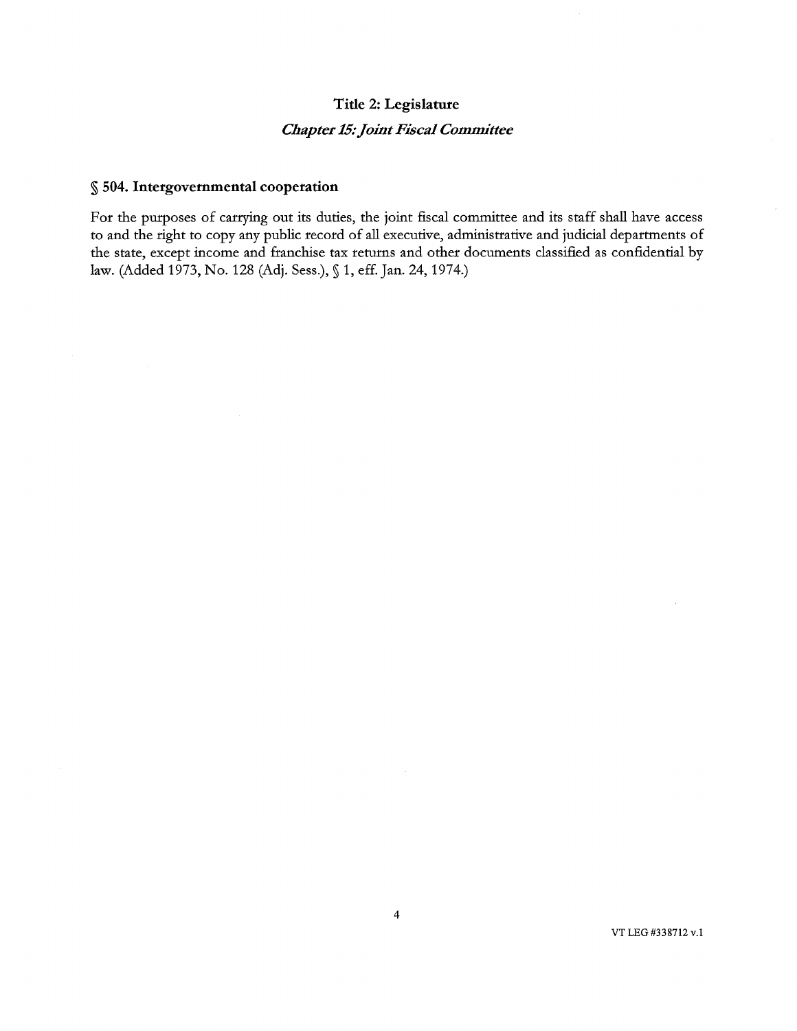# Title 2: Legislature

## *Chapter 15: Joint Fiscal Committee*

### § 504. Intergovernmental cooperation

For the purposes of carrying out its duties, the joint fiscal committee and its staff shall have access to and the right to copy any public record of all executive, administrative and judicial departments of the state, except income and franchise tax returns and other documents classified as confidential by law. (Added 1973, No. 128 (Adj. Sess.), § 1, eff. Jan. 24, 1974.)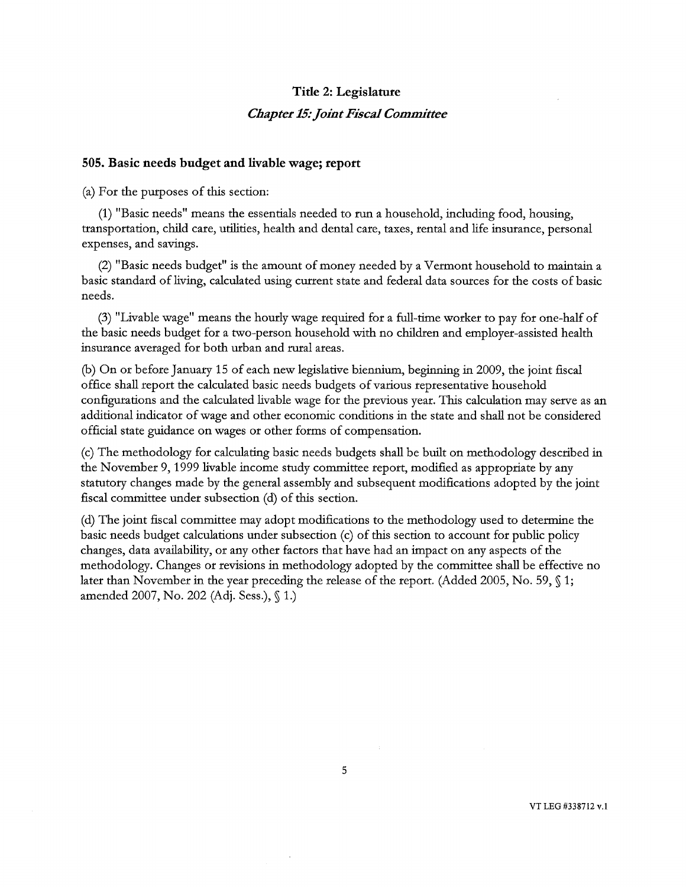## Title 2: Legislature

### *Chapter 15: Joint Fiscal Committee*

### 505. Basic needs budget and livable wage; report

(a) For the purposes of this section:

(1) "Basic needs" means the essentials needed to run a household, including food, housing, transportation, child care, utilities, health and dental care, taxes, rental and life insurance, personal expenses, and savings.

(2) "Basic needs budget" is the amount of money needed by a Vermont household to maintain a basic standard of living, calculated using current state and federal data sources for the costs of basic needs.

(3) "Livable wage" means the hourly wage required for a full-time worker to pay for one-half of the basic needs budget for a two-person household with no children and employer-assisted health insurance averaged for both urban and rural areas.

(b) On or before January 15 of each new legislative biennium, beginning in 2009, the joint fiscal office shall report the calculated basic needs budgets of various representative household configurations and the calculated livable wage for the previous year. This calculation may serve as an additional indicator of wage and other economic conditions in the state and shall not be considered official state guidance on wages or other forms of compensation.

(c) The methodology for calculating basic needs budgets shall be built on methodology described in the November 9, 1999 livable income study committee report, modified as appropriate by any statutory changes made by the general assembly and subsequent modifications adopted by the joint fiscal committee under subsection (d) of this section.

(d) The joint fiscal committee may adopt modifications to the methodology used to determine the basic needs budget calculations under subsection (c) of this section to account for public policy changes, data availability, or any other factors that have had an impact on any aspects of the methodology. Changes or revisions in methodology adopted by the committee shall be effective no later than November in the year preceding the release of the report. (Added 2005, No. 59, § 1; amended 2007, No. 202 (Adj. Sess.), § 1.)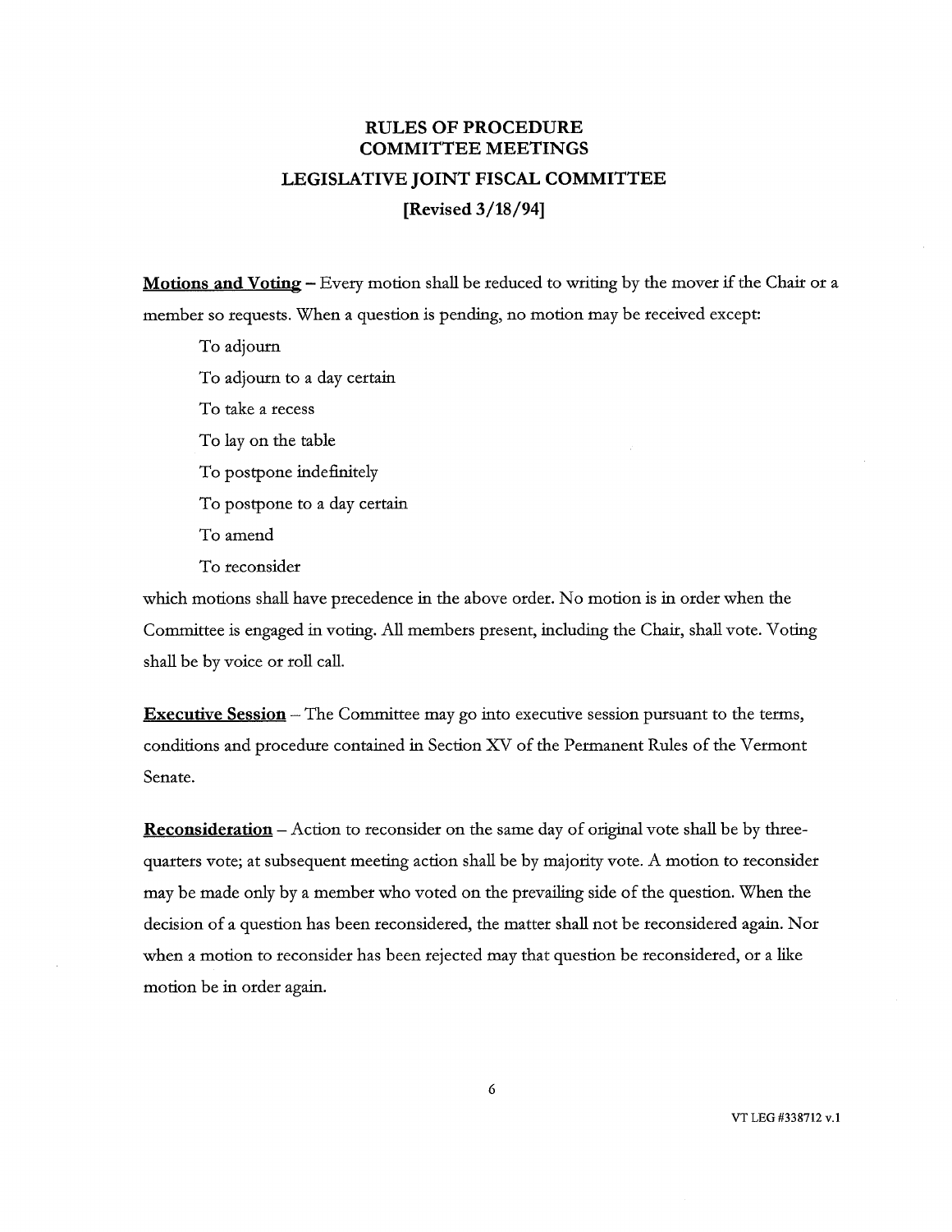# RULES OF PROCEDURE
# COMMITTEE MEETINGS
## LEGISLATIVE JOINT FISCAL COMMITTEE
### [Revised 3/18/94]

**Motions and Voting** – Every motion shall be reduced to writing by the mover if the Chair or a member so requests. When a question is pending, no motion may be received except:

To adjourn

To adjourn to a day certain

To take a recess

To lay on the table

To postpone indefinitely

To postpone to a day certain

To amend

To reconsider

which motions shall have precedence in the above order. No motion is in order when the Committee is engaged in voting. All members present, including the Chair, shall vote. Voting shall be by voice or roll call.

**Executive Session** – The Committee may go into executive session pursuant to the terms, conditions and procedure contained in Section XV of the Permanent Rules of the Vermont Senate.

**Reconsideration** – Action to reconsider on the same day of original vote shall be by three-quarters vote; at subsequent meeting action shall be by majority vote. A motion to reconsider may be made only by a member who voted on the prevailing side of the question. When the decision of a question has been reconsidered, the matter shall not be reconsidered again. Nor when a motion to reconsider has been rejected may that question be reconsidered, or a like motion be in order again.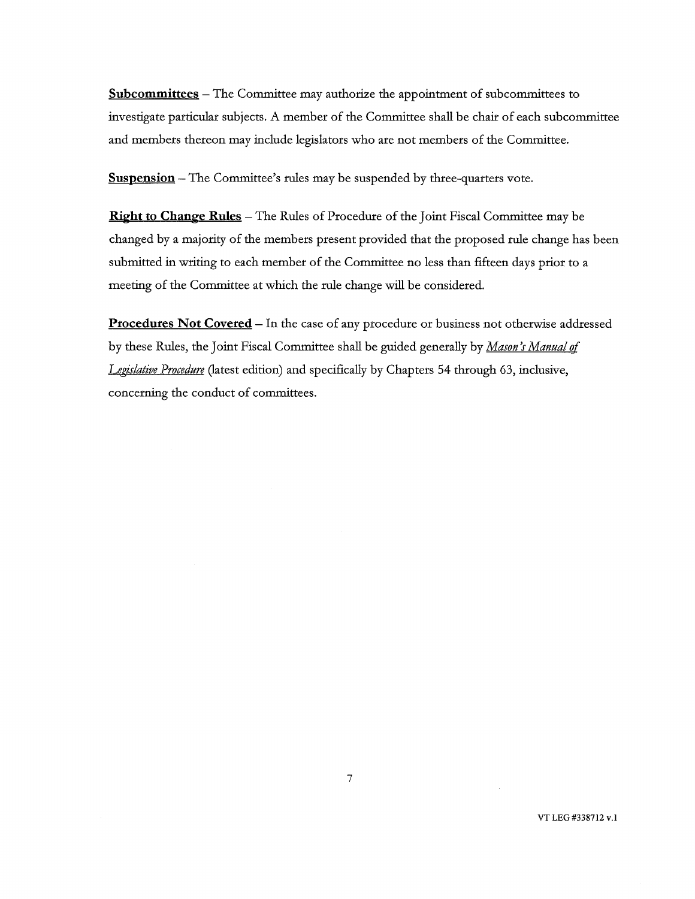**Subcommittees** – The Committee may authorize the appointment of subcommittees to investigate particular subjects. A member of the Committee shall be chair of each subcommittee and members thereon may include legislators who are not members of the Committee.

**Suspension** – The Committee's rules may be suspended by three-quarters vote.

**Right to Change Rules** – The Rules of Procedure of the Joint Fiscal Committee may be changed by a majority of the members present provided that the proposed rule change has been submitted in writing to each member of the Committee no less than fifteen days prior to a meeting of the Committee at which the rule change will be considered.

**Procedures Not Covered** – In the case of any procedure or business not otherwise addressed by these Rules, the Joint Fiscal Committee shall be guided generally by *Mason's Manual of Legislative Procedure* (latest edition) and specifically by Chapters 54 through 63, inclusive, concerning the conduct of committees.

VT LEG #338712 v.1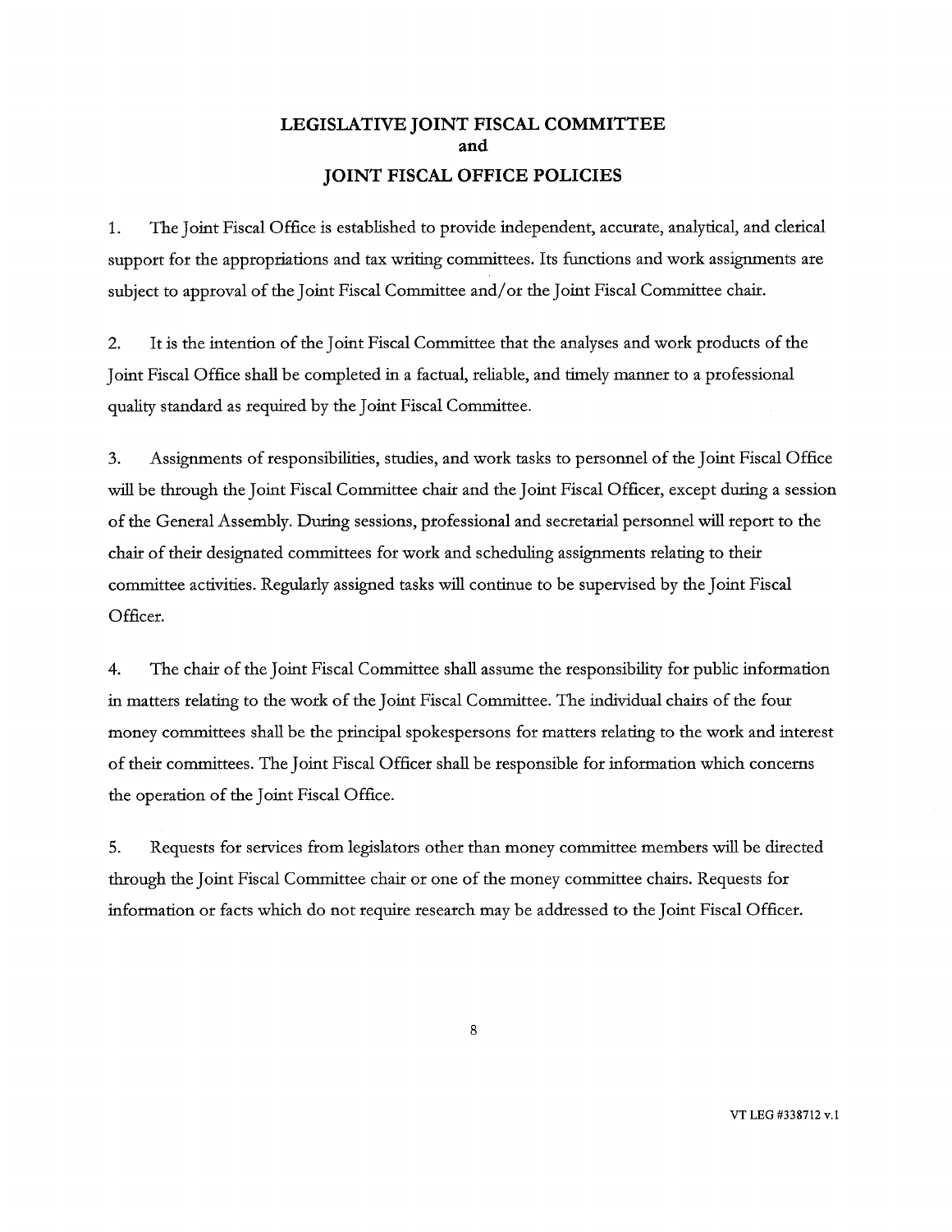## LEGISLATIVE JOINT FISCAL COMMITTEE
## and
## JOINT FISCAL OFFICE POLICIES

1. The Joint Fiscal Office is established to provide independent, accurate, analytical, and clerical support for the appropriations and tax writing committees. Its functions and work assignments are subject to approval of the Joint Fiscal Committee and/or the Joint Fiscal Committee chair.

2. It is the intention of the Joint Fiscal Committee that the analyses and work products of the Joint Fiscal Office shall be completed in a factual, reliable, and timely manner to a professional quality standard as required by the Joint Fiscal Committee.

3. Assignments of responsibilities, studies, and work tasks to personnel of the Joint Fiscal Office will be through the Joint Fiscal Committee chair and the Joint Fiscal Officer, except during a session of the General Assembly. During sessions, professional and secretarial personnel will report to the chair of their designated committees for work and scheduling assignments relating to their committee activities. Regularly assigned tasks will continue to be supervised by the Joint Fiscal Officer.

4. The chair of the Joint Fiscal Committee shall assume the responsibility for public information in matters relating to the work of the Joint Fiscal Committee. The individual chairs of the four money committees shall be the principal spokespersons for matters relating to the work and interest of their committees. The Joint Fiscal Officer shall be responsible for information which concerns the operation of the Joint Fiscal Office.

5. Requests for services from legislators other than money committee members will be directed through the Joint Fiscal Committee chair or one of the money committee chairs. Requests for information or facts which do not require research may be addressed to the Joint Fiscal Officer.

VT LEG #338712 v.1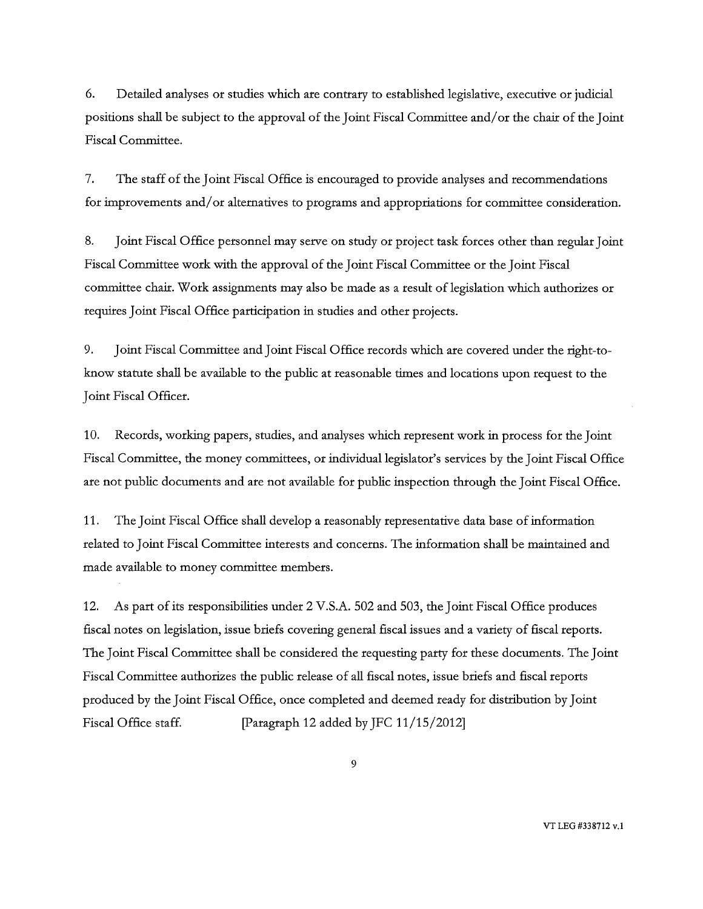6. Detailed analyses or studies which are contrary to established legislative, executive or judicial positions shall be subject to the approval of the Joint Fiscal Committee and/or the chair of the Joint Fiscal Committee.

7. The staff of the Joint Fiscal Office is encouraged to provide analyses and recommendations for improvements and/or alternatives to programs and appropriations for committee consideration.

8. Joint Fiscal Office personnel may serve on study or project task forces other than regular Joint Fiscal Committee work with the approval of the Joint Fiscal Committee or the Joint Fiscal committee chair. Work assignments may also be made as a result of legislation which authorizes or requires Joint Fiscal Office participation in studies and other projects.

9. Joint Fiscal Committee and Joint Fiscal Office records which are covered under the right-to-know statute shall be available to the public at reasonable times and locations upon request to the Joint Fiscal Officer.

10. Records, working papers, studies, and analyses which represent work in process for the Joint Fiscal Committee, the money committees, or individual legislator's services by the Joint Fiscal Office are not public documents and are not available for public inspection through the Joint Fiscal Office.

11. The Joint Fiscal Office shall develop a reasonably representative data base of information related to Joint Fiscal Committee interests and concerns. The information shall be maintained and made available to money committee members.

12. As part of its responsibilities under 2 V.S.A. 502 and 503, the Joint Fiscal Office produces fiscal notes on legislation, issue briefs covering general fiscal issues and a variety of fiscal reports. The Joint Fiscal Committee shall be considered the requesting party for these documents. The Joint Fiscal Committee authorizes the public release of all fiscal notes, issue briefs and fiscal reports produced by the Joint Fiscal Office, once completed and deemed ready for distribution by Joint Fiscal Office staff. [Paragraph 12 added by JFC 11/15/2012]

VT LEG #338712 v.1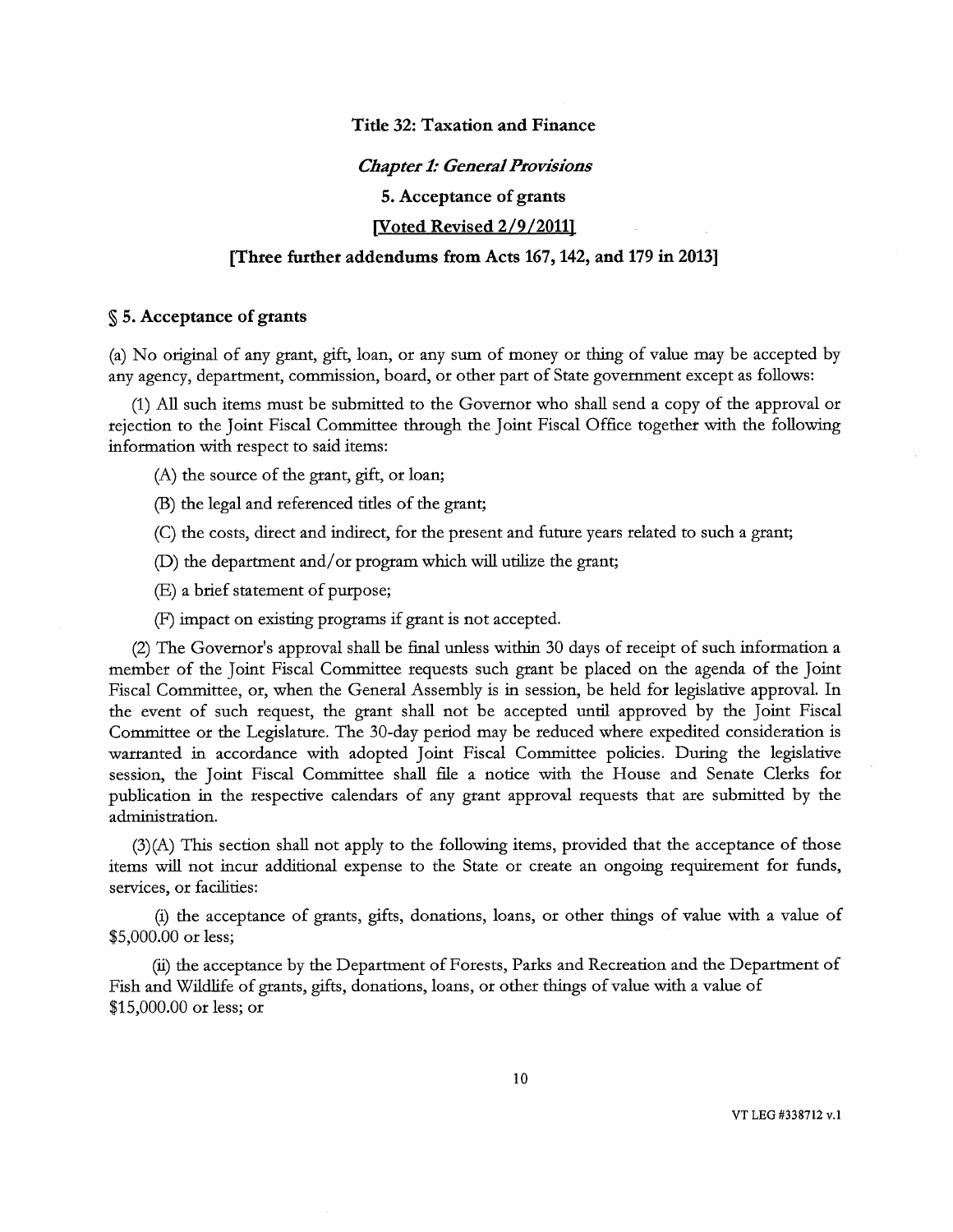**Title 32: Taxation and Finance**

***Chapter 1: General Provisions***

**5. Acceptance of grants**

**[Voted Revised 2/9/2011]**

**[Three further addendums from Acts 167, 142, and 179 in 2013]**

### § 5. Acceptance of grants

(a) No original of any grant, gift, loan, or any sum of money or thing of value may be accepted by any agency, department, commission, board, or other part of State government except as follows:

(1) All such items must be submitted to the Governor who shall send a copy of the approval or rejection to the Joint Fiscal Committee through the Joint Fiscal Office together with the following information with respect to said items:

(A) the source of the grant, gift, or loan;

(B) the legal and referenced titles of the grant;

(C) the costs, direct and indirect, for the present and future years related to such a grant;

(D) the department and/or program which will utilize the grant;

(E) a brief statement of purpose;

(F) impact on existing programs if grant is not accepted.

(2) The Governor's approval shall be final unless within 30 days of receipt of such information a member of the Joint Fiscal Committee requests such grant be placed on the agenda of the Joint Fiscal Committee, or, when the General Assembly is in session, be held for legislative approval. In the event of such request, the grant shall not be accepted until approved by the Joint Fiscal Committee or the Legislature. The 30-day period may be reduced where expedited consideration is warranted in accordance with adopted Joint Fiscal Committee policies. During the legislative session, the Joint Fiscal Committee shall file a notice with the House and Senate Clerks for publication in the respective calendars of any grant approval requests that are submitted by the administration.

(3)(A) This section shall not apply to the following items, provided that the acceptance of those items will not incur additional expense to the State or create an ongoing requirement for funds, services, or facilities:

(i) the acceptance of grants, gifts, donations, loans, or other things of value with a value of $5,000.00 or less;

(ii) the acceptance by the Department of Forests, Parks and Recreation and the Department of Fish and Wildlife of grants, gifts, donations, loans, or other things of value with a value of $15,000.00 or less; or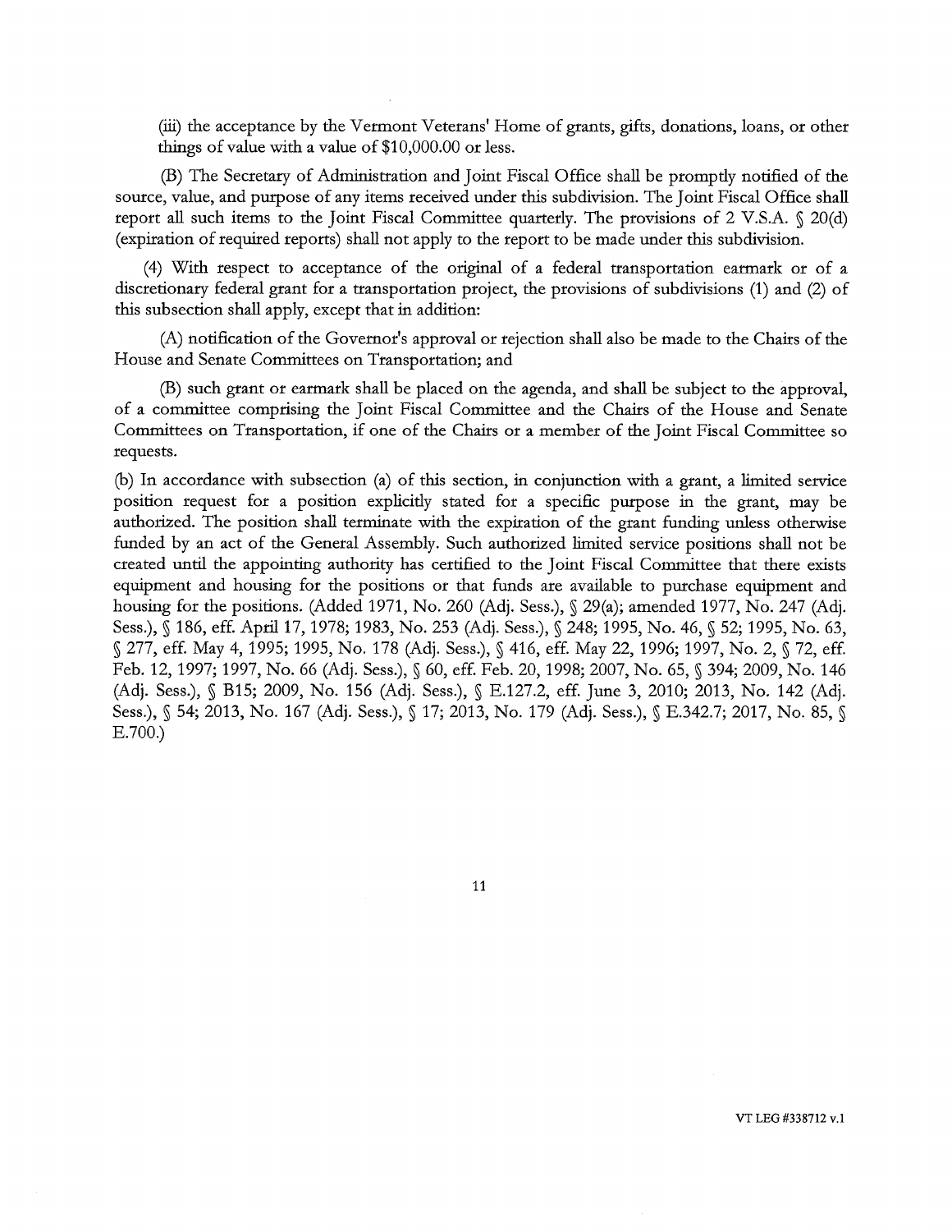(iii) the acceptance by the Vermont Veterans' Home of grants, gifts, donations, loans, or other things of value with a value of $10,000.00 or less.

(B) The Secretary of Administration and Joint Fiscal Office shall be promptly notified of the source, value, and purpose of any items received under this subdivision. The Joint Fiscal Office shall report all such items to the Joint Fiscal Committee quarterly. The provisions of 2 V.S.A. § 20(d) (expiration of required reports) shall not apply to the report to be made under this subdivision.

(4) With respect to acceptance of the original of a federal transportation earmark or of a discretionary federal grant for a transportation project, the provisions of subdivisions (1) and (2) of this subsection shall apply, except that in addition:

(A) notification of the Governor's approval or rejection shall also be made to the Chairs of the House and Senate Committees on Transportation; and

(B) such grant or earmark shall be placed on the agenda, and shall be subject to the approval, of a committee comprising the Joint Fiscal Committee and the Chairs of the House and Senate Committees on Transportation, if one of the Chairs or a member of the Joint Fiscal Committee so requests.

(b) In accordance with subsection (a) of this section, in conjunction with a grant, a limited service position request for a position explicitly stated for a specific purpose in the grant, may be authorized. The position shall terminate with the expiration of the grant funding unless otherwise funded by an act of the General Assembly. Such authorized limited service positions shall not be created until the appointing authority has certified to the Joint Fiscal Committee that there exists equipment and housing for the positions or that funds are available to purchase equipment and housing for the positions. (Added 1971, No. 260 (Adj. Sess.), § 29(a); amended 1977, No. 247 (Adj. Sess.), § 186, eff. April 17, 1978; 1983, No. 253 (Adj. Sess.), § 248; 1995, No. 46, § 52; 1995, No. 63, § 277, eff. May 4, 1995; 1995, No. 178 (Adj. Sess.), § 416, eff. May 22, 1996; 1997, No. 2, § 72, eff. Feb. 12, 1997; 1997, No. 66 (Adj. Sess.), § 60, eff. Feb. 20, 1998; 2007, No. 65, § 394; 2009, No. 146 (Adj. Sess.), § B15; 2009, No. 156 (Adj. Sess.), § E.127.2, eff. June 3, 2010; 2013, No. 142 (Adj. Sess.), § 54; 2013, No. 167 (Adj. Sess.), § 17; 2013, No. 179 (Adj. Sess.), § E.342.7; 2017, No. 85, § E.700.)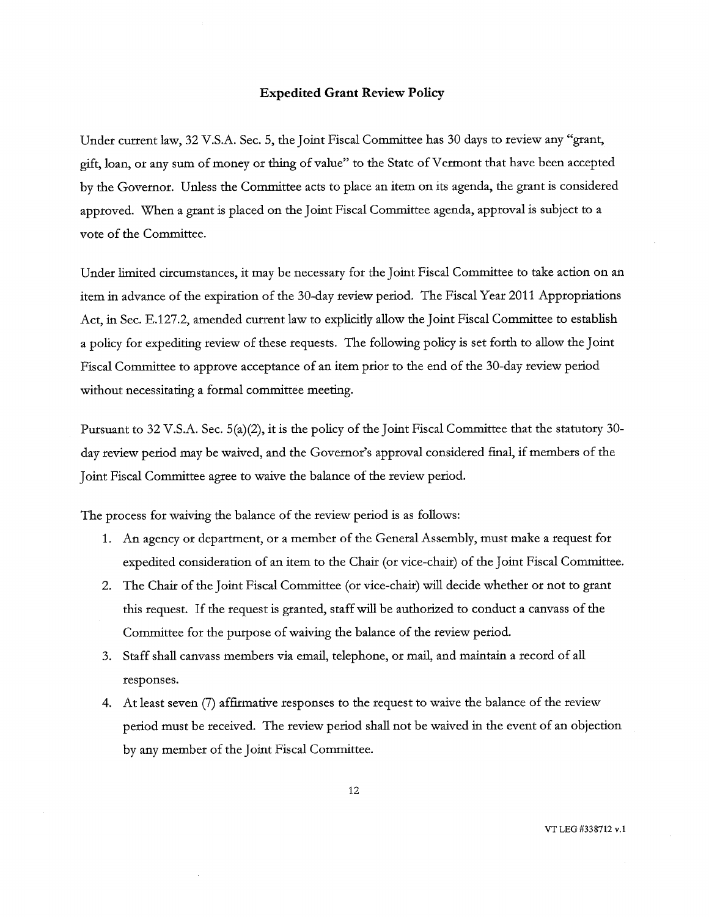## Expedited Grant Review Policy

Under current law, 32 V.S.A. Sec. 5, the Joint Fiscal Committee has 30 days to review any "grant, gift, loan, or any sum of money or thing of value" to the State of Vermont that have been accepted by the Governor. Unless the Committee acts to place an item on its agenda, the grant is considered approved. When a grant is placed on the Joint Fiscal Committee agenda, approval is subject to a vote of the Committee.

Under limited circumstances, it may be necessary for the Joint Fiscal Committee to take action on an item in advance of the expiration of the 30-day review period. The Fiscal Year 2011 Appropriations Act, in Sec. E.127.2, amended current law to explicitly allow the Joint Fiscal Committee to establish a policy for expediting review of these requests. The following policy is set forth to allow the Joint Fiscal Committee to approve acceptance of an item prior to the end of the 30-day review period without necessitating a formal committee meeting.

Pursuant to 32 V.S.A. Sec. 5(a)(2), it is the policy of the Joint Fiscal Committee that the statutory 30-day review period may be waived, and the Governor's approval considered final, if members of the Joint Fiscal Committee agree to waive the balance of the review period.

The process for waiving the balance of the review period is as follows:

1. An agency or department, or a member of the General Assembly, must make a request for expedited consideration of an item to the Chair (or vice-chair) of the Joint Fiscal Committee.
2. The Chair of the Joint Fiscal Committee (or vice-chair) will decide whether or not to grant this request. If the request is granted, staff will be authorized to conduct a canvass of the Committee for the purpose of waiving the balance of the review period.
3. Staff shall canvass members via email, telephone, or mail, and maintain a record of all responses.
4. At least seven (7) affirmative responses to the request to waive the balance of the review period must be received. The review period shall not be waived in the event of an objection by any member of the Joint Fiscal Committee.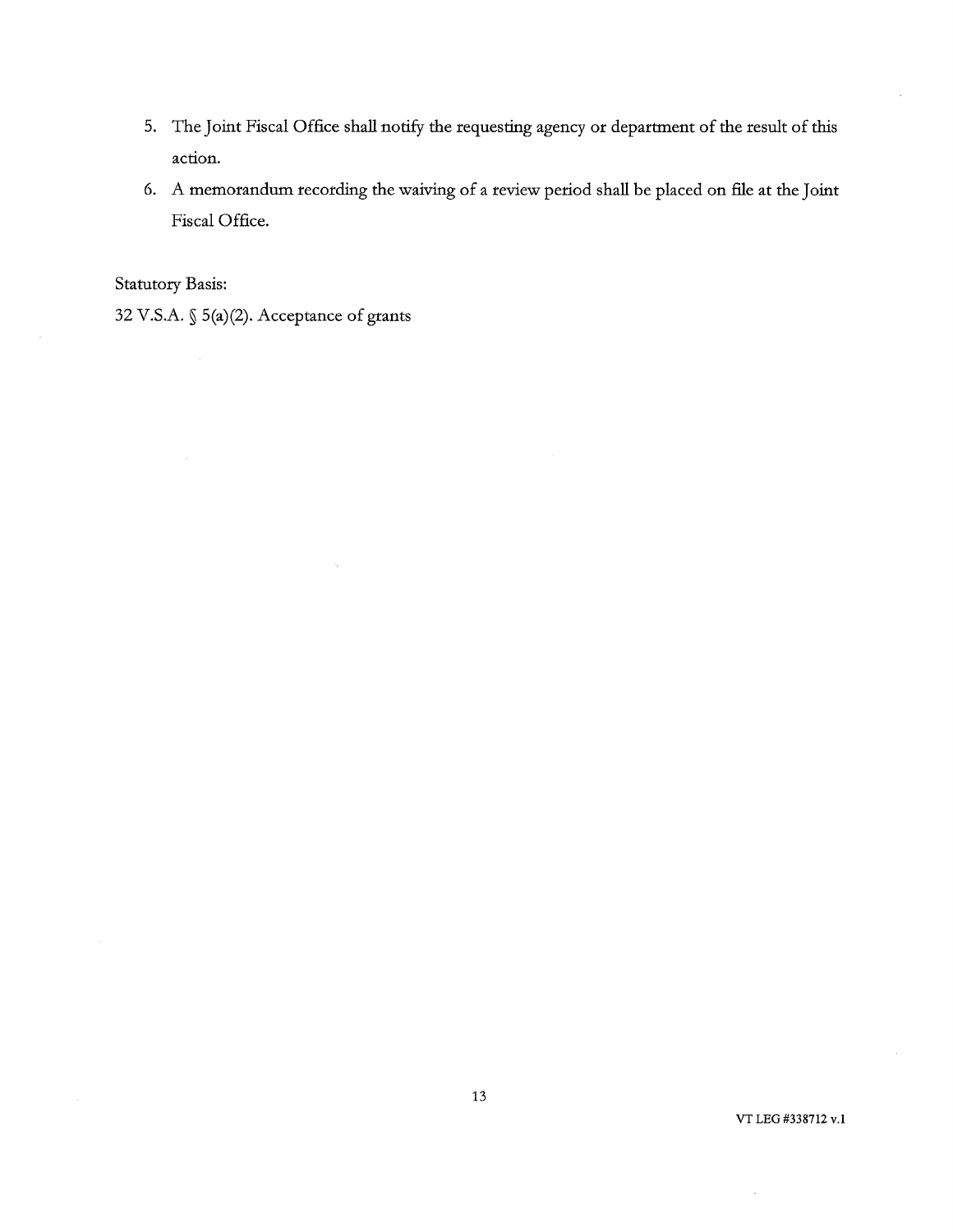5. The Joint Fiscal Office shall notify the requesting agency or department of the result of this action.
6. A memorandum recording the waiving of a review period shall be placed on file at the Joint Fiscal Office.

Statutory Basis:

32 V.S.A. § 5(a)(2). Acceptance of grants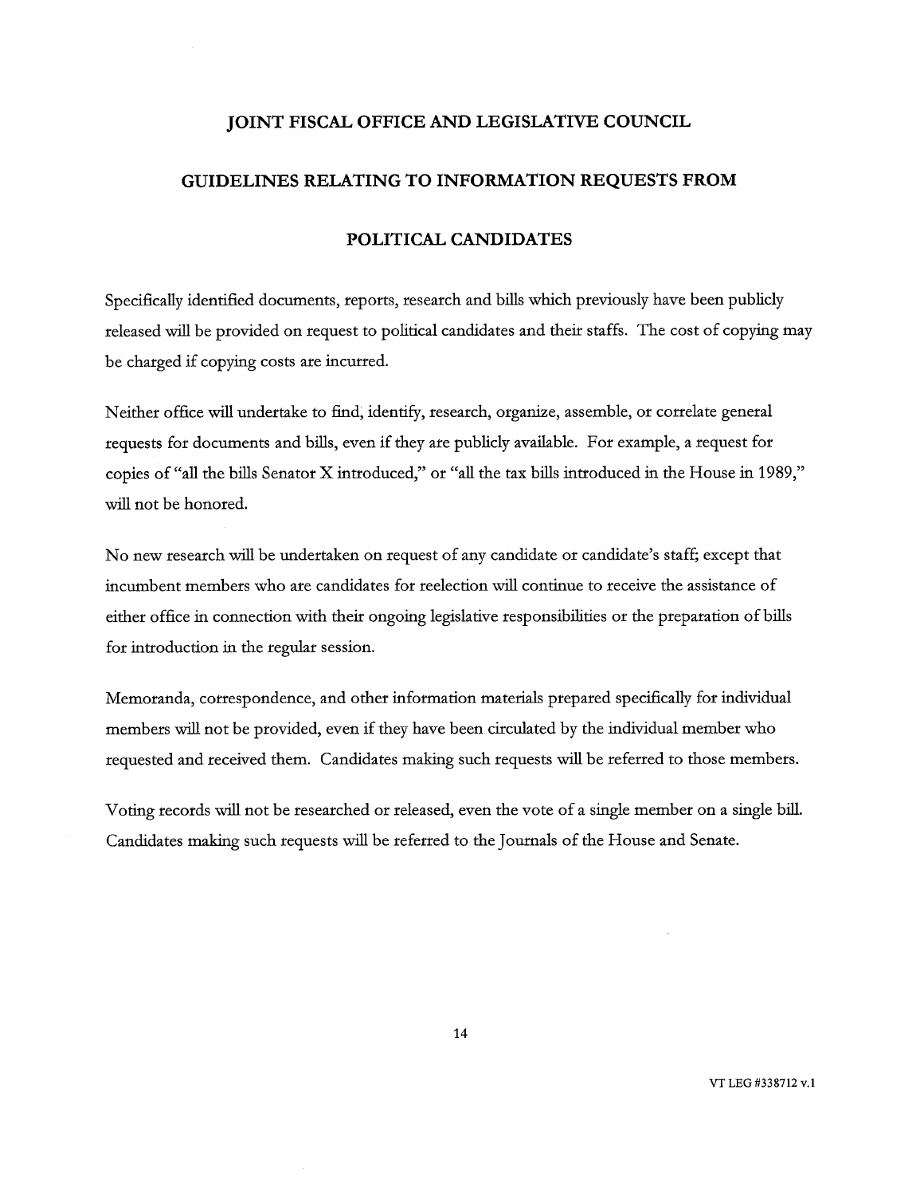# JOINT FISCAL OFFICE AND LEGISLATIVE COUNCIL

# GUIDELINES RELATING TO INFORMATION REQUESTS FROM POLITICAL CANDIDATES

Specifically identified documents, reports, research and bills which previously have been publicly released will be provided on request to political candidates and their staffs. The cost of copying may be charged if copying costs are incurred.

Neither office will undertake to find, identify, research, organize, assemble, or correlate general requests for documents and bills, even if they are publicly available. For example, a request for copies of "all the bills Senator X introduced," or "all the tax bills introduced in the House in 1989," will not be honored.

No new research will be undertaken on request of any candidate or candidate's staff; except that incumbent members who are candidates for reelection will continue to receive the assistance of either office in connection with their ongoing legislative responsibilities or the preparation of bills for introduction in the regular session.

Memoranda, correspondence, and other information materials prepared specifically for individual members will not be provided, even if they have been circulated by the individual member who requested and received them. Candidates making such requests will be referred to those members.

Voting records will not be researched or released, even the vote of a single member on a single bill. Candidates making such requests will be referred to the Journals of the House and Senate.

VT LEG #338712 v.1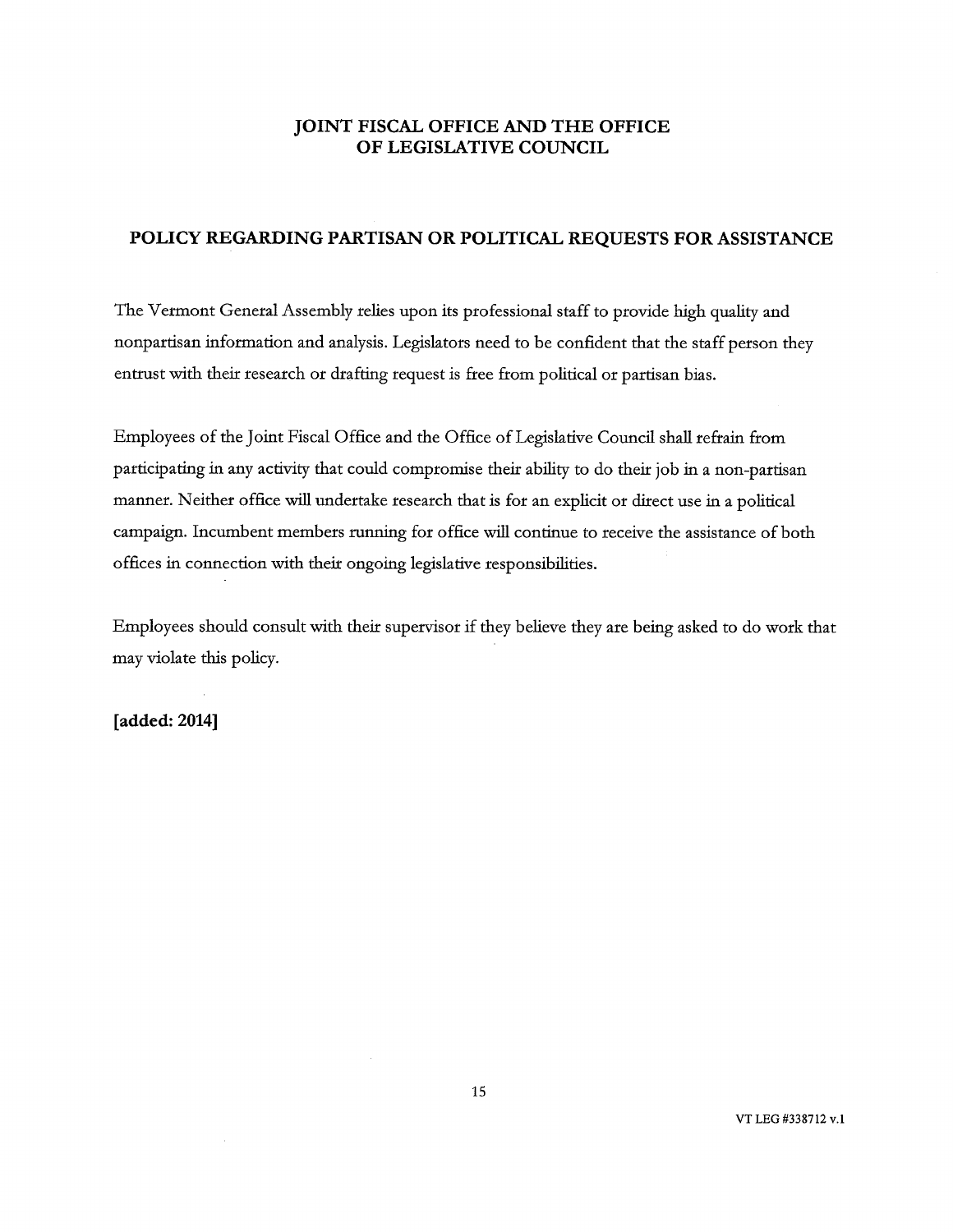## JOINT FISCAL OFFICE AND THE OFFICE OF LEGISLATIVE COUNCIL

### POLICY REGARDING PARTISAN OR POLITICAL REQUESTS FOR ASSISTANCE

The Vermont General Assembly relies upon its professional staff to provide high quality and nonpartisan information and analysis. Legislators need to be confident that the staff person they entrust with their research or drafting request is free from political or partisan bias.

Employees of the Joint Fiscal Office and the Office of Legislative Council shall refrain from participating in any activity that could compromise their ability to do their job in a non-partisan manner. Neither office will undertake research that is for an explicit or direct use in a political campaign. Incumbent members running for office will continue to receive the assistance of both offices in connection with their ongoing legislative responsibilities.

Employees should consult with their supervisor if they believe they are being asked to do work that may violate this policy.

**[added: 2014]**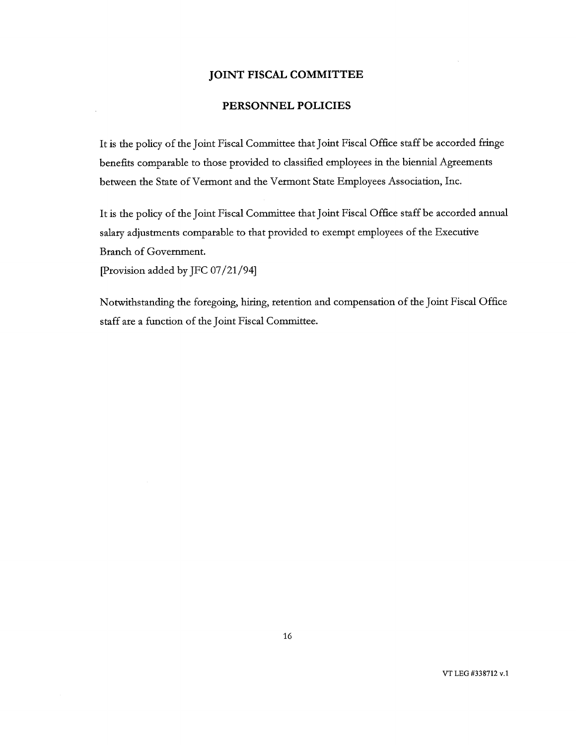# JOINT FISCAL COMMITTEE

## PERSONNEL POLICIES

It is the policy of the Joint Fiscal Committee that Joint Fiscal Office staff be accorded fringe benefits comparable to those provided to classified employees in the biennial Agreements between the State of Vermont and the Vermont State Employees Association, Inc.

It is the policy of the Joint Fiscal Committee that Joint Fiscal Office staff be accorded annual salary adjustments comparable to that provided to exempt employees of the Executive Branch of Government.
[Provision added by JFC 07/21/94]

Notwithstanding the foregoing, hiring, retention and compensation of the Joint Fiscal Office staff are a function of the Joint Fiscal Committee.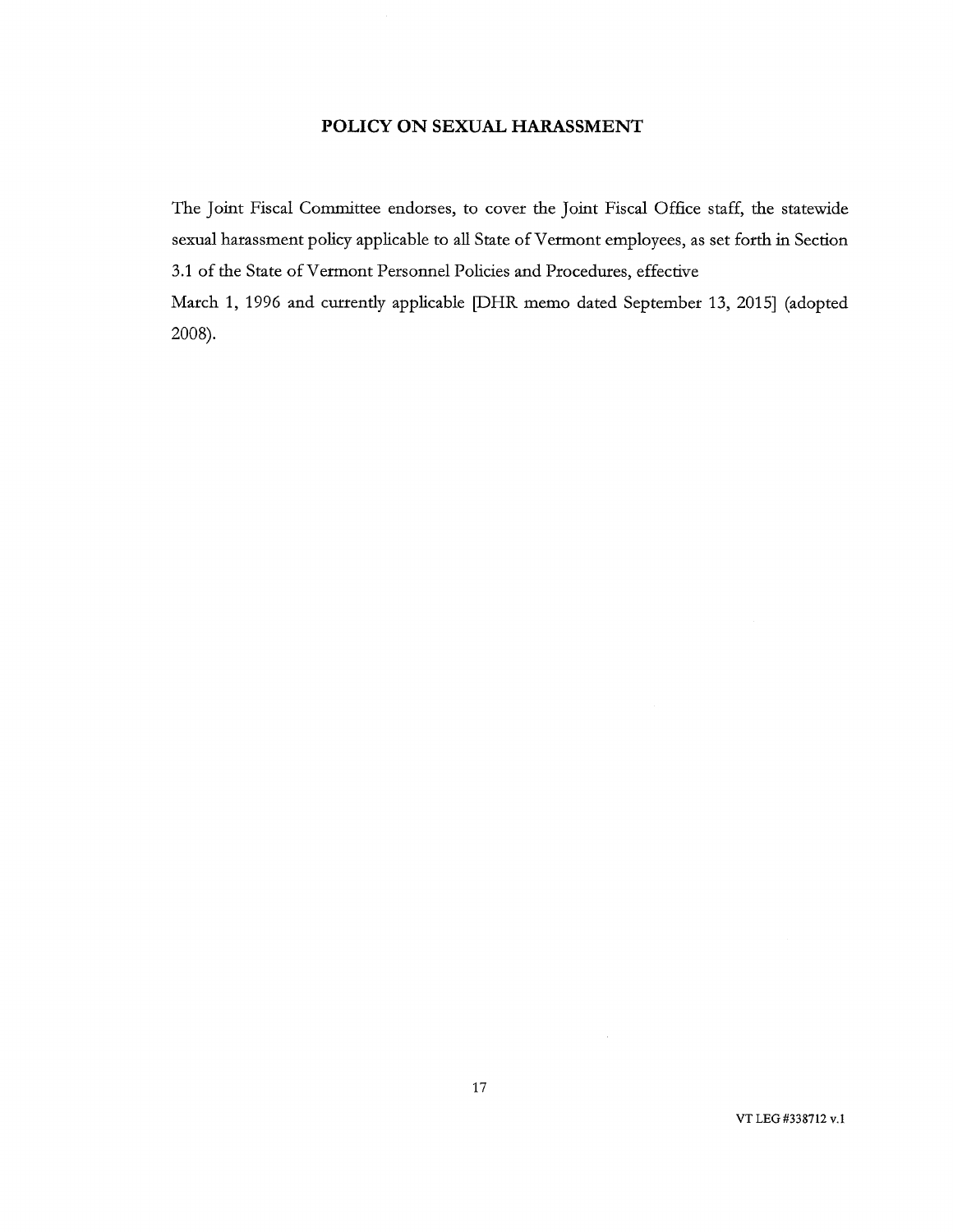# POLICY ON SEXUAL HARASSMENT

The Joint Fiscal Committee endorses, to cover the Joint Fiscal Office staff, the statewide sexual harassment policy applicable to all State of Vermont employees, as set forth in Section 3.1 of the State of Vermont Personnel Policies and Procedures, effective March 1, 1996 and currently applicable [DHR memo dated September 13, 2015] (adopted 2008).